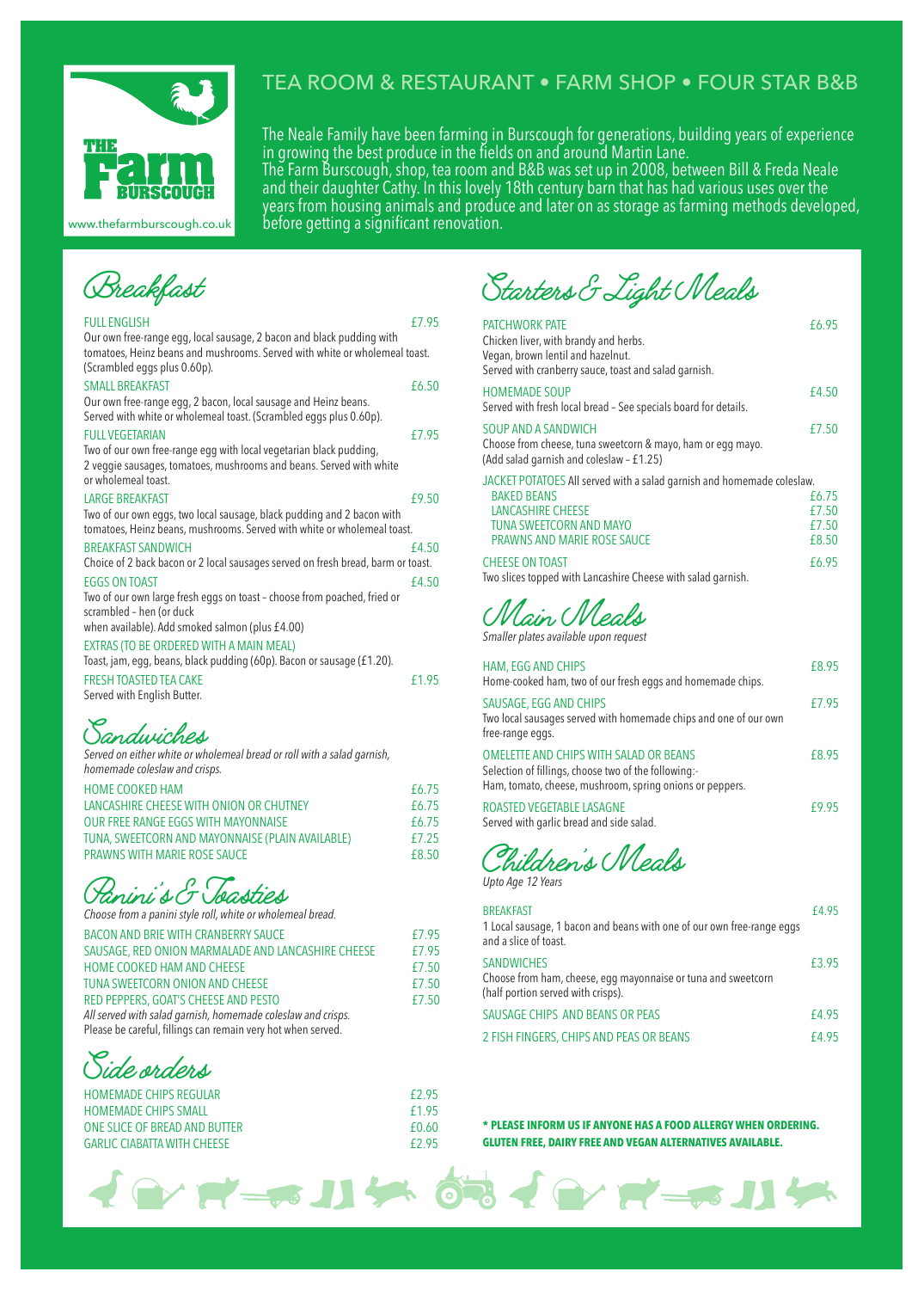# THE Farm BURSCOUGH

www.thefarmburscough.co.uk

## TEA ROOM & RESTAURANT • FARM SHOP • FOUR STAR B&B

The Neale Family have been farming in Burscough for generations, building years of experience in growing the best produce in the fields on and around Martin Lane.
The Farm Burscough, shop, tea room and B&B was set up in 2008, between Bill & Freda Neale and their daughter Cathy. In this lovely 18th century barn that has had various uses over the years from housing animals and produce and later on as storage as farming methods developed, before getting a significant renovation.

## Breakfast

**FULL ENGLISH** — £7.95
Our own free-range egg, local sausage, 2 bacon and black pudding with tomatoes, Heinz beans and mushrooms. Served with white or wholemeal toast. (Scrambled eggs plus 0.60p).

**SMALL BREAKFAST** — £6.50
Our own free-range egg, 2 bacon, local sausage and Heinz beans. Served with white or wholemeal toast. (Scrambled eggs plus 0.60p).

**FULL VEGETARIAN** — £7.95
Two of our own free-range egg with local vegetarian black pudding, 2 veggie sausages, tomatoes, mushrooms and beans. Served with white or wholemeal toast.

**LARGE BREAKFAST** — £9.50
Two of our own eggs, two local sausage, black pudding and 2 bacon with tomatoes, Heinz beans, mushrooms. Served with white or wholemeal toast.

**BREAKFAST SANDWICH** — £4.50
Choice of 2 back bacon or 2 local sausages served on fresh bread, barm or toast.

**EGGS ON TOAST** — £4.50
Two of our own large fresh eggs on toast – choose from poached, fried or scrambled – hen (or duck when available). Add smoked salmon (plus £4.00)

**EXTRAS (TO BE ORDERED WITH A MAIN MEAL)**
Toast, jam, egg, beans, black pudding (60p). Bacon or sausage (£1.20).

**FRESH TOASTED TEA CAKE** — £1.95
Served with English Butter.

## Sandwiches

*Served on either white or wholemeal bread or roll with a salad garnish, homemade coleslaw and crisps.*

| Item | Price |
|---|---|
| HOME COOKED HAM | £6.75 |
| LANCASHIRE CHEESE WITH ONION OR CHUTNEY | £6.75 |
| OUR FREE RANGE EGGS WITH MAYONNAISE | £6.75 |
| TUNA, SWEETCORN AND MAYONNAISE (PLAIN AVAILABLE) | £7.25 |
| PRAWNS WITH MARIE ROSE SAUCE | £8.50 |

## Panini's & Toasties

*Choose from a panini style roll, white or wholemeal bread.*

| Item | Price |
|---|---|
| BACON AND BRIE WITH CRANBERRY SAUCE | £7.95 |
| SAUSAGE, RED ONION MARMALADE AND LANCASHIRE CHEESE | £7.95 |
| HOME COOKED HAM AND CHEESE | £7.50 |
| TUNA SWEETCORN ONION AND CHEESE | £7.50 |
| RED PEPPERS, GOAT'S CHEESE AND PESTO | £7.50 |

*All served with salad garnish, homemade coleslaw and crisps.*
Please be careful, fillings can remain very hot when served.

## Side orders

| Item | Price |
|---|---|
| HOMEMADE CHIPS REGULAR | £2.95 |
| HOMEMADE CHIPS SMALL | £1.95 |
| ONE SLICE OF BREAD AND BUTTER | £0.60 |
| GARLIC CIABATTA WITH CHEESE | £2.95 |

## Starters & Light Meals

**PATCHWORK PATE** — £6.95
Chicken liver, with brandy and herbs.
Vegan, brown lentil and hazelnut.
Served with cranberry sauce, toast and salad garnish.

**HOMEMADE SOUP** — £4.50
Served with fresh local bread – See specials board for details.

**SOUP AND A SANDWICH** — £7.50
Choose from cheese, tuna sweetcorn & mayo, ham or egg mayo.
(Add salad garnish and coleslaw – £1.25)

**JACKET POTATOES** All served with a salad garnish and homemade coleslaw.

| Item | Price |
|---|---|
| BAKED BEANS | £6.75 |
| LANCASHIRE CHEESE | £7.50 |
| TUNA SWEETCORN AND MAYO | £7.50 |
| PRAWNS AND MARIE ROSE SAUCE | £8.50 |

**CHEESE ON TOAST** — £6.95
Two slices topped with Lancashire Cheese with salad garnish.

## Main Meals

*Smaller plates available upon request*

**HAM, EGG AND CHIPS** — £8.95
Home-cooked ham, two of our fresh eggs and homemade chips.

**SAUSAGE, EGG AND CHIPS** — £7.95
Two local sausages served with homemade chips and one of our own free-range eggs.

**OMELETTE AND CHIPS WITH SALAD OR BEANS** — £8.95
Selection of fillings, choose two of the following:-
Ham, tomato, cheese, mushroom, spring onions or peppers.

**ROASTED VEGETABLE LASAGNE** — £9.95
Served with garlic bread and side salad.

## Children's Meals

*Upto Age 12 Years*

**BREAKFAST** — £4.95
1 Local sausage, 1 bacon and beans with one of our own free-range eggs and a slice of toast.

**SANDWICHES** — £3.95
Choose from ham, cheese, egg mayonnaise or tuna and sweetcorn (half portion served with crisps).

**SAUSAGE CHIPS AND BEANS OR PEAS** — £4.95

**2 FISH FINGERS, CHIPS AND PEAS OR BEANS** — £4.95

**\* PLEASE INFORM US IF ANYONE HAS A FOOD ALLERGY WHEN ORDERING. GLUTEN FREE, DAIRY FREE AND VEGAN ALTERNATIVES AVAILABLE.**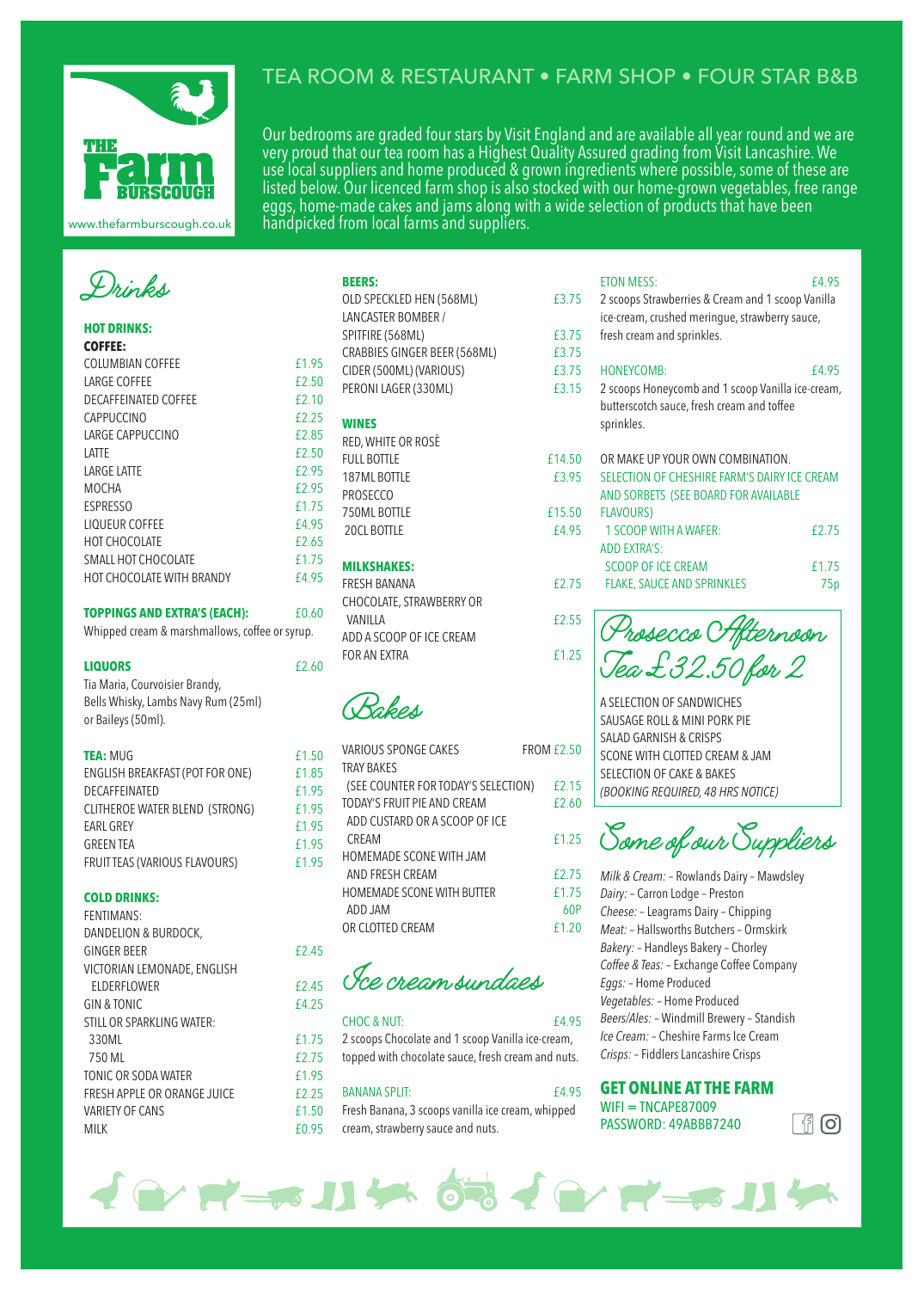THE Farm BURSCOUGH

www.thefarmburscough.co.uk

# TEA ROOM & RESTAURANT • FARM SHOP • FOUR STAR B&B

Our bedrooms are graded four stars by Visit England and are available all year round and we are very proud that our tea room has a Highest Quality Assured grading from Visit Lancashire. We use local suppliers and home produced & grown ingredients where possible, some of these are listed below. Our licenced farm shop is also stocked with our home-grown vegetables, free range eggs, home-made cakes and jams along with a wide selection of products that have been handpicked from local farms and suppliers.

## Drinks

### HOT DRINKS:

**COFFEE:**

| | |
|---|---|
| COLUMBIAN COFFEE | £1.95 |
| LARGE COFFEE | £2.50 |
| DECAFFEINATED COFFEE | £2.10 |
| CAPPUCCINO | £2.25 |
| LARGE CAPPUCCINO | £2.85 |
| LATTE | £2.50 |
| LARGE LATTE | £2.95 |
| MOCHA | £2.95 |
| ESPRESSO | £1.75 |
| LIQUEUR COFFEE | £4.95 |
| HOT CHOCOLATE | £2.65 |
| SMALL HOT CHOCOLATE | £1.75 |
| HOT CHOCOLATE WITH BRANDY | £4.95 |

**TOPPINGS AND EXTRA'S (EACH):** £0.60
Whipped cream & marshmallows, coffee or syrup.

**LIQUORS** £2.60
Tia Maria, Courvoisier Brandy, Bells Whisky, Lambs Navy Rum (25ml) or Baileys (50ml).

**TEA:** MUG £1.50

| | |
|---|---|
| ENGLISH BREAKFAST (POT FOR ONE) | £1.85 |
| DECAFFEINATED | £1.95 |
| CLITHEROE WATER BLEND (STRONG) | £1.95 |
| EARL GREY | £1.95 |
| GREEN TEA | £1.95 |
| FRUIT TEAS (VARIOUS FLAVOURS) | £1.95 |

### COLD DRINKS:

| | |
|---|---|
| FENTIMANS: DANDELION & BURDOCK, GINGER BEER | £2.45 |
| VICTORIAN LEMONADE, ENGLISH ELDERFLOWER | £2.45 |
| GIN & TONIC | £4.25 |
| STILL OR SPARKLING WATER: 330ML | £1.75 |
| 750 ML | £2.75 |
| TONIC OR SODA WATER | £1.95 |
| FRESH APPLE OR ORANGE JUICE | £2.25 |
| VARIETY OF CANS | £1.50 |
| MILK | £0.95 |

### BEERS:

| | |
|---|---|
| OLD SPECKLED HEN (568ML) | £3.75 |
| LANCASTER BOMBER / SPITFIRE (568ML) | £3.75 |
| CRABBIES GINGER BEER (568ML) | £3.75 |
| CIDER (500ML) (VARIOUS) | £3.75 |
| PERONI LAGER (330ML) | £3.15 |

### WINES

RED, WHITE OR ROSÈ

| | |
|---|---|
| FULL BOTTLE | £14.50 |
| 187ML BOTTLE | £3.95 |

PROSECCO

| | |
|---|---|
| 750ML BOTTLE | £15.50 |
| 20CL BOTTLE | £4.95 |

### MILKSHAKES:

| | |
|---|---|
| FRESH BANANA | £2.75 |
| CHOCOLATE, STRAWBERRY OR VANILLA | £2.55 |
| ADD A SCOOP OF ICE CREAM FOR AN EXTRA | £1.25 |

## Bakes

| | |
|---|---|
| VARIOUS SPONGE CAKES | FROM £2.50 |
| TRAY BAKES (SEE COUNTER FOR TODAY'S SELECTION) | £2.15 |
| TODAY'S FRUIT PIE AND CREAM | £2.60 |
| ADD CUSTARD OR A SCOOP OF ICE CREAM | £1.25 |
| HOMEMADE SCONE WITH JAM AND FRESH CREAM | £2.75 |
| HOMEMADE SCONE WITH BUTTER | £1.75 |
| ADD JAM | 60P |
| OR CLOTTED CREAM | £1.20 |

## Ice cream sundaes

CHOC & NUT: £4.95
2 scoops Chocolate and 1 scoop Vanilla ice-cream, topped with chocolate sauce, fresh cream and nuts.

BANANA SPLIT: £4.95
Fresh Banana, 3 scoops vanilla ice cream, whipped cream, strawberry sauce and nuts.

ETON MESS: £4.95
2 scoops Strawberries & Cream and 1 scoop Vanilla ice-cream, crushed meringue, strawberry sauce, fresh cream and sprinkles.

HONEYCOMB: £4.95
2 scoops Honeycomb and 1 scoop Vanilla ice-cream, butterscotch sauce, fresh cream and toffee sprinkles.

OR MAKE UP YOUR OWN COMBINATION.

SELECTION OF CHESHIRE FARM'S DAIRY ICE CREAM AND SORBETS (SEE BOARD FOR AVAILABLE FLAVOURS)

| | |
|---|---|
| 1 SCOOP WITH A WAFER: | £2.75 |
| ADD EXTRA'S: | |
| SCOOP OF ICE CREAM | £1.75 |
| FLAKE, SAUCE AND SPRINKLES | 75p |

## Prosecco Afternoon Tea £32.50 for 2

A SELECTION OF SANDWICHES
SAUSAGE ROLL & MINI PORK PIE
SALAD GARNISH & CRISPS
SCONE WITH CLOTTED CREAM & JAM
SELECTION OF CAKE & BAKES
*(BOOKING REQUIRED, 48 HRS NOTICE)*

## Some of our Suppliers

*Milk & Cream:* – Rowlands Dairy – Mawdsley
*Dairy:* – Carron Lodge – Preston
*Cheese:* – Leagrams Dairy – Chipping
*Meat:* – Hallsworths Butchers – Ormskirk
*Bakery:* – Handleys Bakery – Chorley
*Coffee & Teas:* – Exchange Coffee Company
*Eggs:* – Home Produced
*Vegetables:* – Home Produced
*Beers/Ales:* – Windmill Brewery – Standish
*Ice Cream:* – Cheshire Farms Ice Cream
*Crisps:* – Fiddlers Lancashire Crisps

## GET ONLINE AT THE FARM

WIFI = TNCAPE87009
PASSWORD: 49ABBB7240